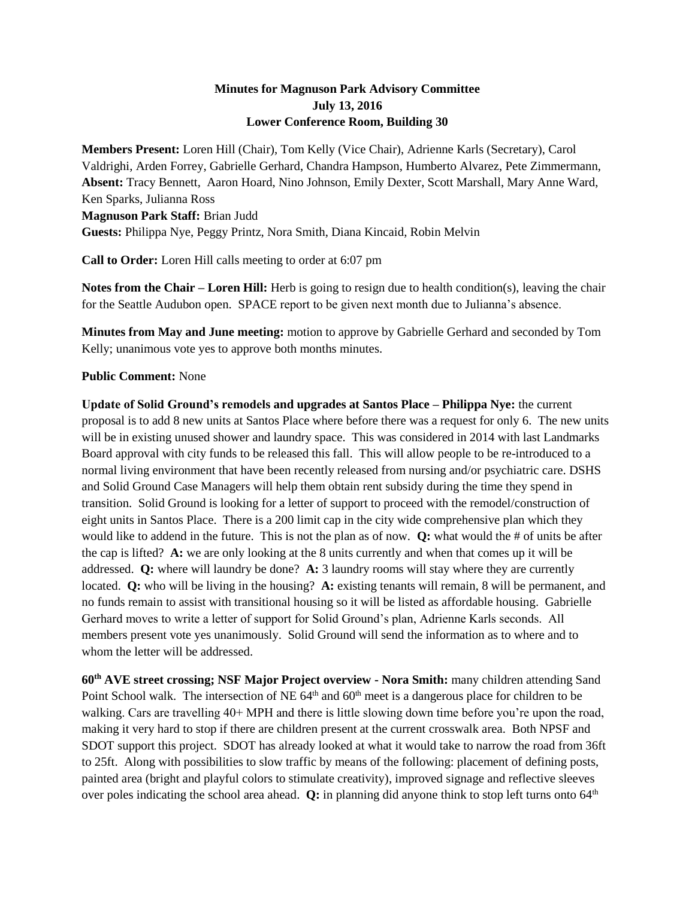**Minutes for Magnuson Park Advisory Committee**
**July 13, 2016**
**Lower Conference Room, Building 30**

**Members Present:** Loren Hill (Chair), Tom Kelly (Vice Chair), Adrienne Karls (Secretary), Carol Valdrighi, Arden Forrey, Gabrielle Gerhard, Chandra Hampson, Humberto Alvarez, Pete Zimmermann,
**Absent:** Tracy Bennett, Aaron Hoard, Nino Johnson, Emily Dexter, Scott Marshall, Mary Anne Ward, Ken Sparks, Julianna Ross
**Magnuson Park Staff:** Brian Judd
**Guests:** Philippa Nye, Peggy Printz, Nora Smith, Diana Kincaid, Robin Melvin

**Call to Order:** Loren Hill calls meeting to order at 6:07 pm

**Notes from the Chair – Loren Hill:** Herb is going to resign due to health condition(s), leaving the chair for the Seattle Audubon open. SPACE report to be given next month due to Julianna's absence.

**Minutes from May and June meeting:** motion to approve by Gabrielle Gerhard and seconded by Tom Kelly; unanimous vote yes to approve both months minutes.

**Public Comment:** None

**Update of Solid Ground's remodels and upgrades at Santos Place – Philippa Nye:** the current proposal is to add 8 new units at Santos Place where before there was a request for only 6. The new units will be in existing unused shower and laundry space. This was considered in 2014 with last Landmarks Board approval with city funds to be released this fall. This will allow people to be re-introduced to a normal living environment that have been recently released from nursing and/or psychiatric care. DSHS and Solid Ground Case Managers will help them obtain rent subsidy during the time they spend in transition. Solid Ground is looking for a letter of support to proceed with the remodel/construction of eight units in Santos Place. There is a 200 limit cap in the city wide comprehensive plan which they would like to addend in the future. This is not the plan as of now. **Q:** what would the # of units be after the cap is lifted? **A:** we are only looking at the 8 units currently and when that comes up it will be addressed. **Q:** where will laundry be done? **A:** 3 laundry rooms will stay where they are currently located. **Q:** who will be living in the housing? **A:** existing tenants will remain, 8 will be permanent, and no funds remain to assist with transitional housing so it will be listed as affordable housing. Gabrielle Gerhard moves to write a letter of support for Solid Ground's plan, Adrienne Karls seconds. All members present vote yes unanimously. Solid Ground will send the information as to where and to whom the letter will be addressed.

**60th AVE street crossing; NSF Major Project overview - Nora Smith:** many children attending Sand Point School walk. The intersection of NE 64th and 60th meet is a dangerous place for children to be walking. Cars are travelling 40+ MPH and there is little slowing down time before you're upon the road, making it very hard to stop if there are children present at the current crosswalk area. Both NPSF and SDOT support this project. SDOT has already looked at what it would take to narrow the road from 36ft to 25ft. Along with possibilities to slow traffic by means of the following: placement of defining posts, painted area (bright and playful colors to stimulate creativity), improved signage and reflective sleeves over poles indicating the school area ahead. **Q:** in planning did anyone think to stop left turns onto 64th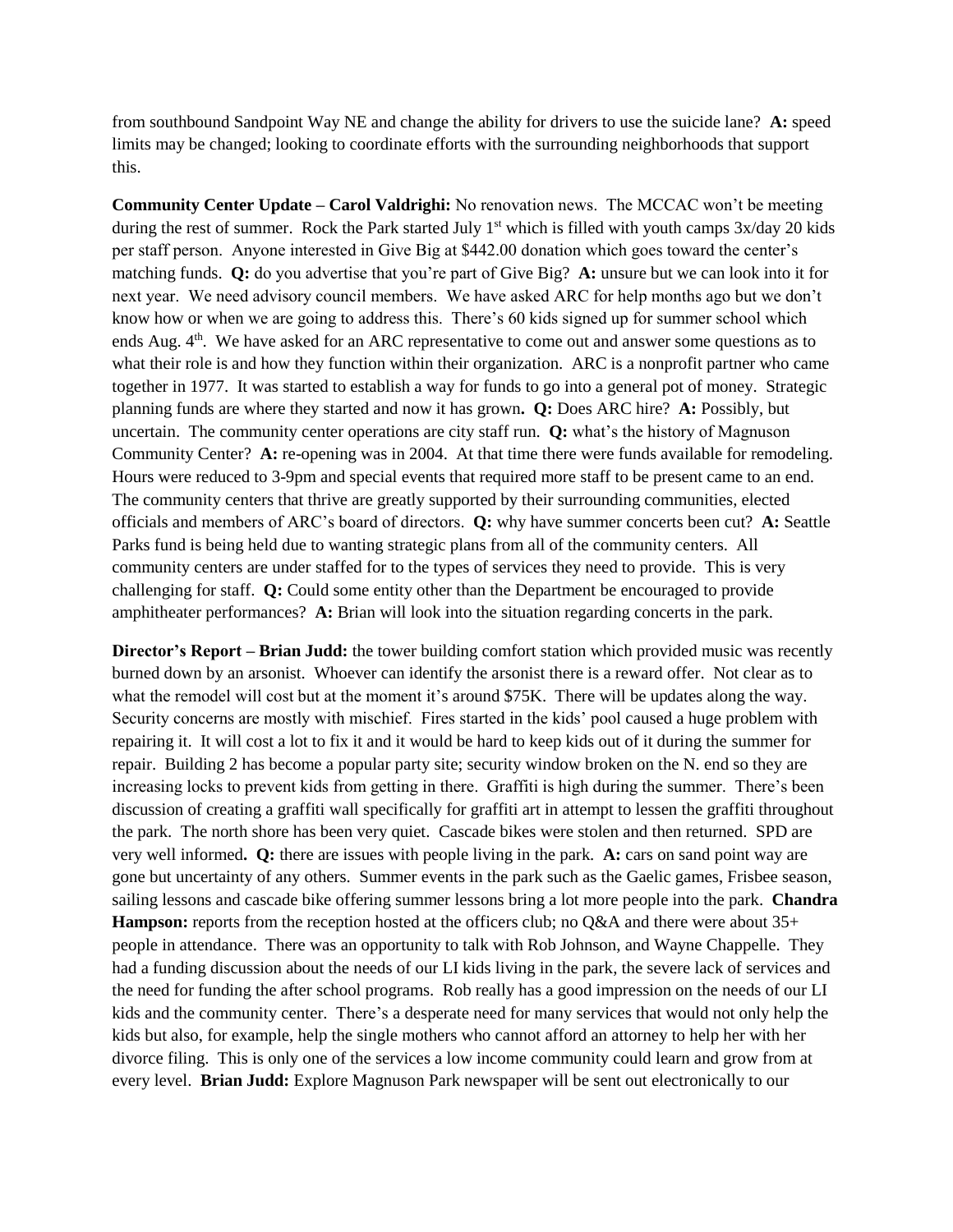from southbound Sandpoint Way NE and change the ability for drivers to use the suicide lane? **A:** speed limits may be changed; looking to coordinate efforts with the surrounding neighborhoods that support this.

**Community Center Update – Carol Valdrighi:** No renovation news. The MCCAC won't be meeting during the rest of summer. Rock the Park started July 1st which is filled with youth camps 3x/day 20 kids per staff person. Anyone interested in Give Big at $442.00 donation which goes toward the center's matching funds. **Q:** do you advertise that you're part of Give Big? **A:** unsure but we can look into it for next year. We need advisory council members. We have asked ARC for help months ago but we don't know how or when we are going to address this. There's 60 kids signed up for summer school which ends Aug. 4th. We have asked for an ARC representative to come out and answer some questions as to what their role is and how they function within their organization. ARC is a nonprofit partner who came together in 1977. It was started to establish a way for funds to go into a general pot of money. Strategic planning funds are where they started and now it has grown**.** **Q:** Does ARC hire? **A:** Possibly, but uncertain. The community center operations are city staff run. **Q:** what's the history of Magnuson Community Center? **A:** re-opening was in 2004. At that time there were funds available for remodeling. Hours were reduced to 3-9pm and special events that required more staff to be present came to an end. The community centers that thrive are greatly supported by their surrounding communities, elected officials and members of ARC's board of directors. **Q:** why have summer concerts been cut? **A:** Seattle Parks fund is being held due to wanting strategic plans from all of the community centers. All community centers are under staffed for to the types of services they need to provide. This is very challenging for staff. **Q:** Could some entity other than the Department be encouraged to provide amphitheater performances? **A:** Brian will look into the situation regarding concerts in the park.

**Director's Report – Brian Judd:** the tower building comfort station which provided music was recently burned down by an arsonist. Whoever can identify the arsonist there is a reward offer. Not clear as to what the remodel will cost but at the moment it's around $75K. There will be updates along the way. Security concerns are mostly with mischief. Fires started in the kids' pool caused a huge problem with repairing it. It will cost a lot to fix it and it would be hard to keep kids out of it during the summer for repair. Building 2 has become a popular party site; security window broken on the N. end so they are increasing locks to prevent kids from getting in there. Graffiti is high during the summer. There's been discussion of creating a graffiti wall specifically for graffiti art in attempt to lessen the graffiti throughout the park. The north shore has been very quiet. Cascade bikes were stolen and then returned. SPD are very well informed**.** **Q:** there are issues with people living in the park. **A:** cars on sand point way are gone but uncertainty of any others. Summer events in the park such as the Gaelic games, Frisbee season, sailing lessons and cascade bike offering summer lessons bring a lot more people into the park. **Chandra Hampson:** reports from the reception hosted at the officers club; no Q&A and there were about 35+ people in attendance. There was an opportunity to talk with Rob Johnson, and Wayne Chappelle. They had a funding discussion about the needs of our LI kids living in the park, the severe lack of services and the need for funding the after school programs. Rob really has a good impression on the needs of our LI kids and the community center. There's a desperate need for many services that would not only help the kids but also, for example, help the single mothers who cannot afford an attorney to help her with her divorce filing. This is only one of the services a low income community could learn and grow from at every level. **Brian Judd:** Explore Magnuson Park newspaper will be sent out electronically to our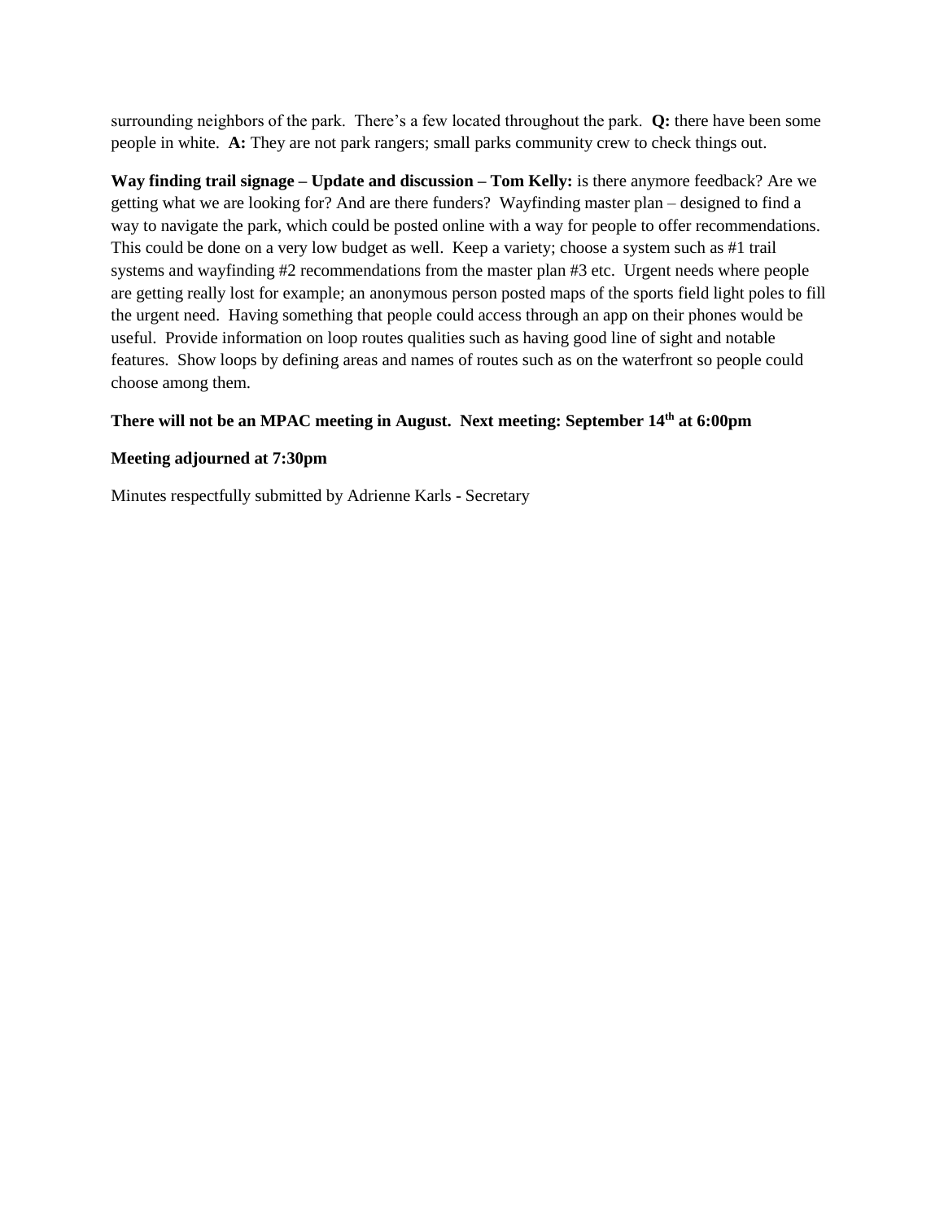surrounding neighbors of the park. There's a few located throughout the park. **Q:** there have been some people in white. **A:** They are not park rangers; small parks community crew to check things out.

**Way finding trail signage – Update and discussion – Tom Kelly:** is there anymore feedback? Are we getting what we are looking for? And are there funders? Wayfinding master plan – designed to find a way to navigate the park, which could be posted online with a way for people to offer recommendations. This could be done on a very low budget as well. Keep a variety; choose a system such as #1 trail systems and wayfinding #2 recommendations from the master plan #3 etc. Urgent needs where people are getting really lost for example; an anonymous person posted maps of the sports field light poles to fill the urgent need. Having something that people could access through an app on their phones would be useful. Provide information on loop routes qualities such as having good line of sight and notable features. Show loops by defining areas and names of routes such as on the waterfront so people could choose among them.

**There will not be an MPAC meeting in August. Next meeting: September 14th at 6:00pm**

**Meeting adjourned at 7:30pm**

Minutes respectfully submitted by Adrienne Karls - Secretary